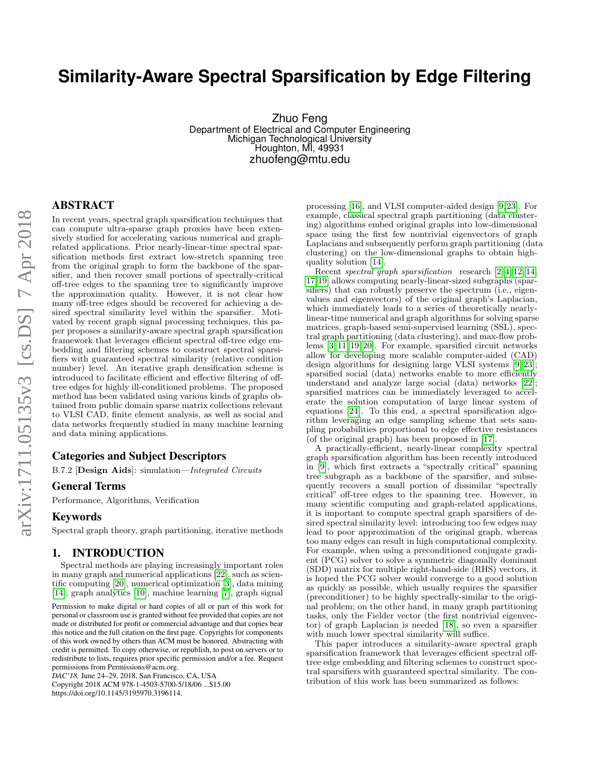# Similarity-Aware Spectral Sparsification by Edge Filtering

Zhuo Feng
Department of Electrical and Computer Engineering
Michigan Technological University
Houghton, MI, 49931
zhuofeng@mtu.edu

## ABSTRACT

In recent years, spectral graph sparsification techniques that can compute ultra-sparse graph proxies have been extensively studied for accelerating various numerical and graph-related applications. Prior nearly-linear-time spectral sparsification methods first extract low-stretch spanning tree from the original graph to form the backbone of the sparsifier, and then recover small portions of spectrally-critical off-tree edges to the spanning tree to significantly improve the approximation quality. However, it is not clear how many off-tree edges should be recovered for achieving a desired spectral similarity level within the sparsifier. Motivated by recent graph signal processing techniques, this paper proposes a similarity-aware spectral graph sparsification framework that leverages efficient spectral off-tree edge embedding and filtering schemes to construct spectral sparsifiers with guaranteed spectral similarity (relative condition number) level. An iterative graph densification scheme is introduced to facilitate efficient and effective filtering of off-tree edges for highly ill-conditioned problems. The proposed method has been validated using various kinds of graphs obtained from public domain sparse matrix collections relevant to VLSI CAD, finite element analysis, as well as social and data networks frequently studied in many machine learning and data mining applications.

### Categories and Subject Descriptors

B.7.2 [**Design Aids**]: simulation—*Integrated Circuits*

### General Terms

Performance, Algorithms, Verification

### Keywords

Spectral graph theory, graph partitioning, iterative methods

## 1. INTRODUCTION

Spectral methods are playing increasingly important roles in many graph and numerical applications [22], such as scientific computing [20], numerical optimization [3], data mining [14], graph analytics [10], machine learning [7], graph signal processing [16], and VLSI computer-aided design [9, 23]. For example, classical spectral graph partitioning (data clustering) algorithms embed original graphs into low-dimensional space using the first few nontrivial eigenvectors of graph Laplacians and subsequently perform graph partitioning (data clustering) on the low-dimensional graphs to obtain high-quality solution [14].

Recent *spectral graph sparsification* research [2, 4, 12, 14, 17, 19] allows computing nearly-linear-sized subgraphs (sparsifiers) that can robustly preserve the spectrum (i.e., eigenvalues and eigenvectors) of the original graph's Laplacian, which immediately leads to a series of theoretically nearly-linear-time numerical and graph algorithms for solving sparse matrices, graph-based semi-supervised learning (SSL), spectral graph partitioning (data clustering), and max-flow problems [3, 11, 19, 20]. For example, sparsified circuit networks allow for developing more scalable computer-aided (CAD) design algorithms for designing large VLSI systems [9, 23]; sparsified social (data) networks enable to more efficiently understand and analyze large social (data) networks [22]; sparsified matrices can be immediately leveraged to accelerate the solution computation of large linear system of equations [24]. To this end, a spectral sparsification algorithm leveraging an edge sampling scheme that sets sampling probabilities proportional to edge effective resistances (of the original graph) has been proposed in [17].

A practically-efficient, nearly-linear complexity spectral graph sparsification algorithm has been recently introduced in [9], which first extracts a "spectrally critical" spanning tree subgraph as a backbone of the sparsifier, and subsequently recovers a small portion of dissimilar "spectrally critical" off-tree edges to the spanning tree. However, in many scientific computing and graph-related applications, it is important to compute spectral graph sparsifiers of desired spectral similarity level: introducing too few edges may lead to poor approximation of the original graph, whereas too many edges can result in high computational complexity. For example, when using a preconditioned conjugate gradient (PCG) solver to solve a symmetric diagonally dominant (SDD) matrix for multiple right-hand-side (RHS) vectors, it is hoped the PCG solver would converge to a good solution as quickly as possible, which usually requires the sparsifier (preconditioner) to be highly spectrally-similar to the original problem; on the other hand, in many graph partitioning tasks, only the Fiedler vector (the first nontrivial eigenvector) of graph Laplacian is needed [18], so even a sparsifier with much lower spectral similarity will suffice.

This paper introduces a similarity-aware spectral graph sparsification framework that leverages efficient spectral off-tree edge embedding and filtering schemes to construct spectral sparsifiers with guaranteed spectral similarity. The contribution of this work has been summarized as follows:

Permission to make digital or hard copies of all or part of this work for personal or classroom use is granted without fee provided that copies are not made or distributed for profit or commercial advantage and that copies bear this notice and the full citation on the first page. Copyrights for components of this work owned by others than ACM must be honored. Abstracting with credit is permitted. To copy otherwise, or republish, to post on servers or to redistribute to lists, requires prior specific permission and/or a fee. Request permissions from Permissions@acm.org.
*DAC'18,* June 24–29, 2018, San Francisco, CA, USA
Copyright 2018 ACM 978-1-4503-5700-5/18/06 ...$15.00
https://doi.org/10.1145/3195970.3196114.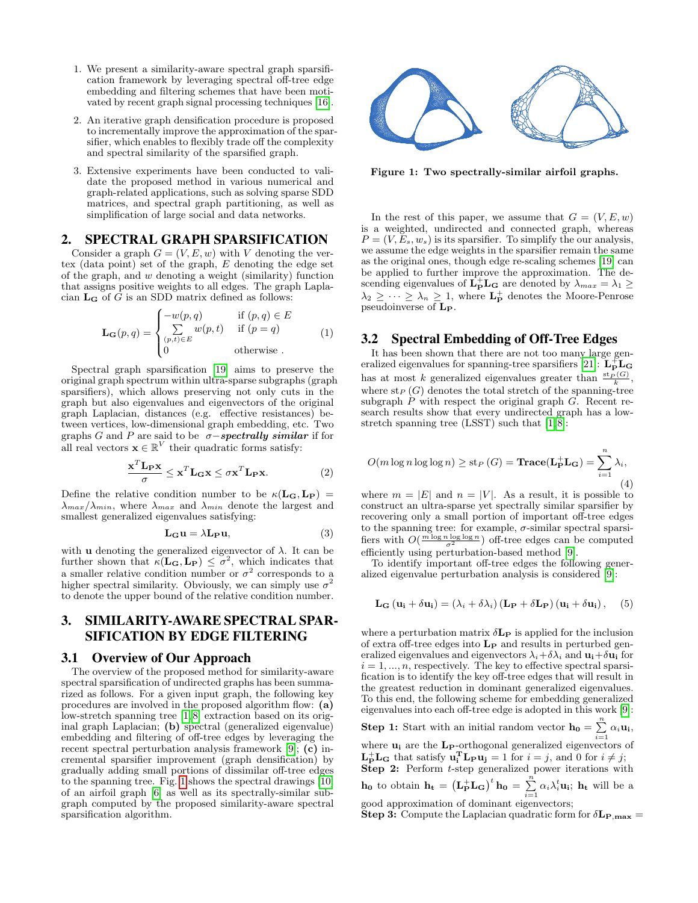1. We present a similarity-aware spectral graph sparsification framework by leveraging spectral off-tree edge embedding and filtering schemes that have been motivated by recent graph signal processing techniques [16].

2. An iterative graph densification procedure is proposed to incrementally improve the approximation of the sparsifier, which enables to flexibly trade off the complexity and spectral similarity of the sparsified graph.

3. Extensive experiments have been conducted to validate the proposed method in various numerical and graph-related applications, such as solving sparse SDD matrices, and spectral graph partitioning, as well as simplification of large social and data networks.

## 2. SPECTRAL GRAPH SPARSIFICATION

Consider a graph $G = (V, E, w)$ with $V$ denoting the vertex (data point) set of the graph, $E$ denoting the edge set of the graph, and $w$ denoting a weight (similarity) function that assigns positive weights to all edges. The graph Laplacian $\mathbf{L_G}$ of $G$ is an SDD matrix defined as follows:

$$\mathbf{L_G}(p,q) = \begin{cases} -w(p,q) & \text{if } (p,q) \in E \\ \sum\limits_{(p,t)\in E} w(p,t) & \text{if } (p=q) \\ 0 & \text{otherwise .} \end{cases} \tag{1}$$

Spectral graph sparsification [19] aims to preserve the original graph spectrum within ultra-sparse subgraphs (graph sparsifiers), which allows preserving not only cuts in the graph but also eigenvalues and eigenvectors of the original graph Laplacian, distances (e.g. effective resistances) between vertices, low-dimensional graph embedding, etc. Two graphs $G$ and $P$ are said to be $\sigma-$***spectrally similar*** if for all real vectors $\mathbf{x} \in \mathbb{R}^V$ their quadratic forms satisfy:

$$\frac{\mathbf{x}^T \mathbf{L_P} \mathbf{x}}{\sigma} \leq \mathbf{x}^T \mathbf{L_G} \mathbf{x} \leq \sigma \mathbf{x}^T \mathbf{L_P} \mathbf{x}. \tag{2}$$

Define the relative condition number to be $\kappa(\mathbf{L_G}, \mathbf{L_P}) = \lambda_{max}/\lambda_{min}$, where $\lambda_{max}$ and $\lambda_{min}$ denote the largest and smallest generalized eigenvalues satisfying:

$$\mathbf{L_G} \mathbf{u} = \lambda \mathbf{L_P} \mathbf{u}, \tag{3}$$

with $\mathbf{u}$ denoting the generalized eigenvector of $\lambda$. It can be further shown that $\kappa(\mathbf{L_G}, \mathbf{L_P}) \leq \sigma^2$, which indicates that a smaller relative condition number or $\sigma^2$ corresponds to a higher spectral similarity. Obviously, we can simply use $\sigma^2$ to denote the upper bound of the relative condition number.

## 3. SIMILARITY-AWARE SPECTRAL SPARSIFICATION BY EDGE FILTERING

### 3.1 Overview of Our Approach

The overview of the proposed method for similarity-aware spectral sparsification of undirected graphs has been summarized as follows. For a given input graph, the following key procedures are involved in the proposed algorithm flow: **(a)** low-stretch spanning tree [1, 8] extraction based on its original graph Laplacian; **(b)** spectral (generalized eigenvalue) embedding and filtering of off-tree edges by leveraging the recent spectral perturbation analysis framework [9]; **(c)** incremental sparsifier improvement (graph densification) by gradually adding small portions of dissimilar off-tree edges to the spanning tree. Fig. 1 shows the spectral drawings [10] of an airfoil graph [6] as well as its spectrally-similar subgraph computed by the proposed similarity-aware spectral sparsification algorithm.

**Figure 1: Two spectrally-similar airfoil graphs.**

In the rest of this paper, we assume that $G = (V, E, w)$ is a weighted, undirected and connected graph, whereas $P = (V, E_s, w_s)$ is its sparsifier. To simplify the our analysis, we assume the edge weights in the sparsifier remain the same as the original ones, though edge re-scaling schemes [19] can be applied to further improve the approximation. The descending eigenvalues of $\mathbf{L_P^+ L_G}$ are denoted by $\lambda_{max} = \lambda_1 \geq \lambda_2 \geq \cdots \geq \lambda_n \geq 1$, where $\mathbf{L_P^+}$ denotes the Moore-Penrose pseudoinverse of $\mathbf{L_P}$.

### 3.2 Spectral Embedding of Off-Tree Edges

It has been shown that there are not too many large generalized eigenvalues for spanning-tree sparsifiers [21]: $\mathbf{L_P^+ L_G}$ has at most $k$ generalized eigenvalues greater than $\frac{\mathrm{st}_P(G)}{k}$, where $\mathrm{st}_P(G)$ denotes the total stretch of the spanning-tree subgraph $P$ with respect the original graph $G$. Recent research results show that every undirected graph has a low-stretch spanning tree (LSST) such that [1, 8]:

$$O(m \log n \log \log n) \geq \mathrm{st}_P(G) = \mathbf{Trace}(\mathbf{L_P^+ L_G}) = \sum_{i=1}^{n} \lambda_i, \tag{4}$$

where $m = |E|$ and $n = |V|$. As a result, it is possible to construct an ultra-sparse yet spectrally similar sparsifier by recovering only a small portion of important off-tree edges to the spanning tree: for example, $\sigma$-similar spectral sparsifiers with $O(\frac{m \log n \log \log n}{\sigma^2})$ off-tree edges can be computed efficiently using perturbation-based method [9].

To identify important off-tree edges the following generalized eigenvalue perturbation analysis is considered [9]:

$$\mathbf{L_G}(\mathbf{u_i} + \delta \mathbf{u_i}) = (\lambda_i + \delta \lambda_i)(\mathbf{L_P} + \delta \mathbf{L_P})(\mathbf{u_i} + \delta \mathbf{u_i}), \tag{5}$$

where a perturbation matrix $\delta \mathbf{L_P}$ is applied for the inclusion of extra off-tree edges into $\mathbf{L_P}$ and results in perturbed generalized eigenvalues and eigenvectors $\lambda_i + \delta\lambda_i$ and $\mathbf{u_i} + \delta\mathbf{u_i}$ for $i = 1, ..., n$, respectively. The key to effective spectral sparsification is to identify the key off-tree edges that will result in the greatest reduction in dominant generalized eigenvalues. To this end, the following scheme for embedding generalized eigenvalues into each off-tree edge is adopted in this work [9]:

**Step 1:** Start with an initial random vector $\mathbf{h_0} = \sum_{i=1}^{n} \alpha_i \mathbf{u_i}$, where $\mathbf{u_i}$ are the $\mathbf{L_P}$-orthogonal generalized eigenvectors of $\mathbf{L_P^+ L_G}$ that satisfy $\mathbf{u_i^T L_P u_j} = 1$ for $i = j$, and 0 for $i \neq j$;
**Step 2:** Perform $t$-step generalized power iterations with $\mathbf{h_0}$ to obtain $\mathbf{h_t} = \left(\mathbf{L_P^+ L_G}\right)^t \mathbf{h_0} = \sum_{i=1}^{n} \alpha_i \lambda_i^t \mathbf{u_i}$; $\mathbf{h_t}$ will be a good approximation of dominant eigenvectors;
**Step 3:** Compute the Laplacian quadratic form for $\delta\mathbf{L_{P,max}} =$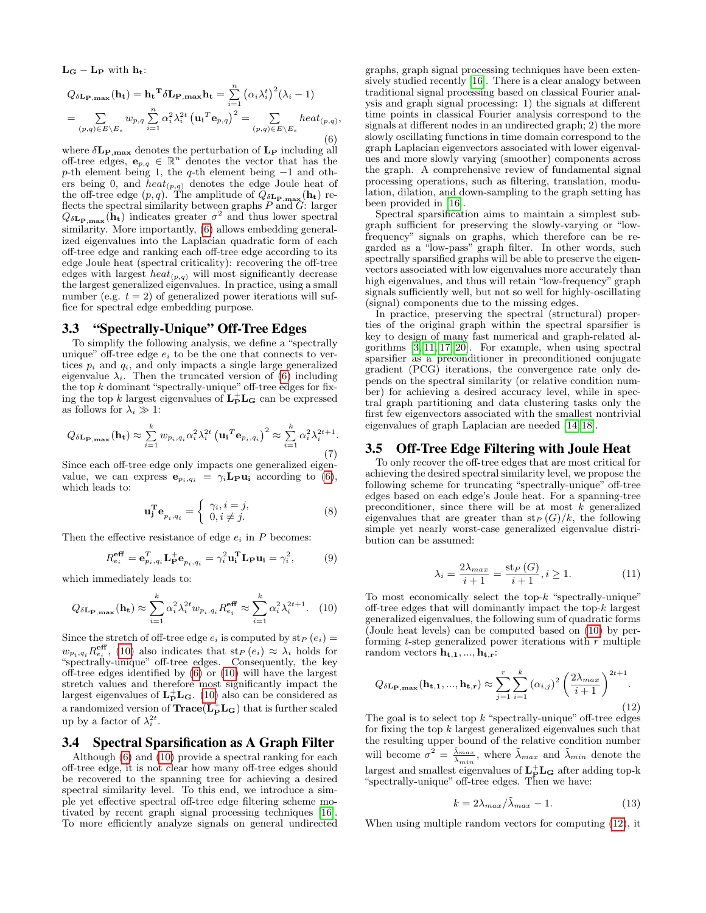$\mathbf{L_G} - \mathbf{L_P}$ with $\mathbf{h_t}$:

$$Q_{\delta \mathbf{L_P},\mathbf{max}}(\mathbf{h_t}) = \mathbf{h_t}^{\mathbf{T}} \delta \mathbf{L_{P,max}} \mathbf{h_t} = \sum_{i=1}^{n} \left(\alpha_i \lambda_i^t\right)^2 (\lambda_i - 1)$$
$$= \sum_{(p,q) \in E \setminus E_s} w_{p,q} \sum_{i=1}^{n} \alpha_i^2 \lambda_i^{2t} \left(\mathbf{u_i}^T \mathbf{e}_{p,q}\right)^2 = \sum_{(p,q) \in E \setminus E_s} heat_{(p,q)}, \tag{6}$$

where $\delta \mathbf{L_{P,max}}$ denotes the perturbation of $\mathbf{L_P}$ including all off-tree edges, $\mathbf{e}_{p,q} \in \mathbb{R}^n$ denotes the vector that has the $p$-th element being 1, the $q$-th element being $-1$ and others being 0, and $heat_{(p,q)}$ denotes the edge Joule heat of the off-tree edge $(p,q)$. The amplitude of $Q_{\delta \mathbf{L_P},\mathbf{max}}(\mathbf{h_t})$ reflects the spectral similarity between graphs $P$ and $G$: larger $Q_{\delta \mathbf{L_P},\mathbf{max}}(\mathbf{h_t})$ indicates greater $\sigma^2$ and thus lower spectral similarity. More importantly, (6) allows embedding generalized eigenvalues into the Laplacian quadratic form of each off-tree edge and ranking each off-tree edge according to its edge Joule heat (spectral criticality): recovering the off-tree edges with largest $heat_{(p,q)}$ will most significantly decrease the largest generalized eigenvalues. In practice, using a small number (e.g. $t = 2$) of generalized power iterations will suffice for spectral edge embedding purpose.

### 3.3 "Spectrally-Unique" Off-Tree Edges

To simplify the following analysis, we define a "spectrally unique" off-tree edge $e_i$ to be the one that connects to vertices $p_i$ and $q_i$, and only impacts a single large generalized eigenvalue $\lambda_i$. Then the truncated version of (6) including the top $k$ dominant "spectrally-unique" off-tree edges for fixing the top $k$ largest eigenvalues of $\mathbf{L_P^+ L_G}$ can be expressed as follows for $\lambda_i \gg 1$:

$$Q_{\delta \mathbf{L_P},\mathbf{max}}(\mathbf{h_t}) \approx \sum_{i=1}^{k} w_{p_i,q_i} \alpha_i^2 \lambda_i^{2t} \left(\mathbf{u_i}^T \mathbf{e}_{p_i,q_i}\right)^2 \approx \sum_{i=1}^{k} \alpha_i^2 \lambda_i^{2t+1}. \tag{7}$$

Since each off-tree edge only impacts one generalized eigenvalue, we can express $\mathbf{e}_{p_i,q_i} = \gamma_i \mathbf{L_P} \mathbf{u_i}$ according to (6), which leads to:

$$\mathbf{u_j^T} \mathbf{e}_{p_i,q_i} = \begin{cases} \gamma_i, i = j, \\ 0, i \neq j. \end{cases} \tag{8}$$

Then the effective resistance of edge $e_i$ in $P$ becomes:

$$R_{e_i}^{\mathbf{eff}} = \mathbf{e}_{p_i,q_i}^T \mathbf{L_P^+} \mathbf{e}_{p_i,q_i} = \gamma_i^2 \mathbf{u_i^T} \mathbf{L_P} \mathbf{u_i} = \gamma_i^2, \tag{9}$$

which immediately leads to:

$$Q_{\delta \mathbf{L_P},\mathbf{max}}(\mathbf{h_t}) \approx \sum_{i=1}^{k} \alpha_i^2 \lambda_i^{2t} w_{p_i,q_i} R_{e_i}^{\mathbf{eff}} \approx \sum_{i=1}^{k} \alpha_i^2 \lambda_i^{2t+1}. \tag{10}$$

Since the stretch of off-tree edge $e_i$ is computed by $\mathrm{st}_P(e_i) = w_{p_i,q_i} R_{e_i}^{\mathbf{eff}}$, (10) also indicates that $\mathrm{st}_P(e_i) \approx \lambda_i$ holds for "spectrally-unique" off-tree edges. Consequently, the key off-tree edges identified by (6) or (10) will have the largest stretch values and therefore most significantly impact the largest eigenvalues of $\mathbf{L_P^+ L_G}$. (10) also can be considered as a randomized version of $\mathbf{Trace}(\mathbf{L_P^+ L_G})$ that is further scaled up by a factor of $\lambda_i^{2t}$.

### 3.4 Spectral Sparsification as A Graph Filter

Although (6) and (10) provide a spectral ranking for each off-tree edge, it is not clear how many off-tree edges should be recovered to the spanning tree for achieving a desired spectral similarity level. To this end, we introduce a simple yet effective spectral off-tree edge filtering scheme motivated by recent graph signal processing techniques [16]. To more efficiently analyze signals on general undirected graphs, graph signal processing techniques have been extensively studied recently [16]. There is a clear analogy between traditional signal processing based on classical Fourier analysis and graph signal processing: 1) the signals at different time points in classical Fourier analysis correspond to the signals at different nodes in an undirected graph; 2) the more slowly oscillating functions in time domain correspond to the graph Laplacian eigenvectors associated with lower eigenvalues and more slowly varying (smoother) components across the graph. A comprehensive review of fundamental signal processing operations, such as filtering, translation, modulation, dilation, and down-sampling to the graph setting has been provided in [16].

Spectral sparsification aims to maintain a simplest subgraph sufficient for preserving the slowly-varying or "low-frequency" signals on graphs, which therefore can be regarded as a "low-pass" graph filter. In other words, such spectrally sparsified graphs will be able to preserve the eigenvectors associated with low eigenvalues more accurately than high eigenvalues, and thus will retain "low-frequency" graph signals sufficiently well, but not so well for highly-oscillating (signal) components due to the missing edges.

In practice, preserving the spectral (structural) properties of the original graph within the spectral sparsifier is key to design of many fast numerical and graph-related algorithms [3, 11, 17, 20]. For example, when using spectral sparsifier as a preconditioner in preconditioned conjugate gradient (PCG) iterations, the convergence rate only depends on the spectral similarity (or relative condition number) for achieving a desired accuracy level, while in spectral graph partitioning and data clustering tasks only the first few eigenvectors associated with the smallest nontrivial eigenvalues of graph Laplacian are needed [14, 18].

### 3.5 Off-Tree Edge Filtering with Joule Heat

To only recover the off-tree edges that are most critical for achieving the desired spectral similarity level, we propose the following scheme for truncating "spectrally-unique" off-tree edges based on each edge's Joule heat. For a spanning-tree preconditioner, since there will be at most $k$ generalized eigenvalues that are greater than $\mathrm{st}_P(G)/k$, the following simple yet nearly worst-case generalized eigenvalue distribution can be assumed:

$$\lambda_i = \frac{2\lambda_{max}}{i+1} = \frac{\mathrm{st}_P(G)}{i+1}, i \geq 1. \tag{11}$$

To most economically select the top-$k$ "spectrally-unique" off-tree edges that will dominantly impact the top-$k$ largest generalized eigenvalues, the following sum of quadratic forms (Joule heat levels) can be computed based on (10) by performing $t$-step generalized power iterations with $r$ multiple random vectors $\mathbf{h_{t,1}}, ..., \mathbf{h_{t,r}}$:

$$Q_{\delta \mathbf{L_P},\mathbf{max}}(\mathbf{h_{t,1}}, ..., \mathbf{h_{t,r}}) \approx \sum_{j=1}^{r} \sum_{i=1}^{k} (\alpha_{i,j})^2 \left(\frac{2\lambda_{max}}{i+1}\right)^{2t+1}. \tag{12}$$

The goal is to select top $k$ "spectrally-unique" off-tree edges for fixing the top $k$ largest generalized eigenvalues such that the resulting upper bound of the relative condition number will become $\sigma^2 = \frac{\tilde{\lambda}_{max}}{\tilde{\lambda}_{min}}$, where $\tilde{\lambda}_{max}$ and $\tilde{\lambda}_{min}$ denote the largest and smallest eigenvalues of $\mathbf{L_P^+ L_G}$ after adding top-k "spectrally-unique" off-tree edges. Then we have:

$$k = 2\lambda_{max}/\tilde{\lambda}_{max} - 1. \tag{13}$$

When using multiple random vectors for computing (12), it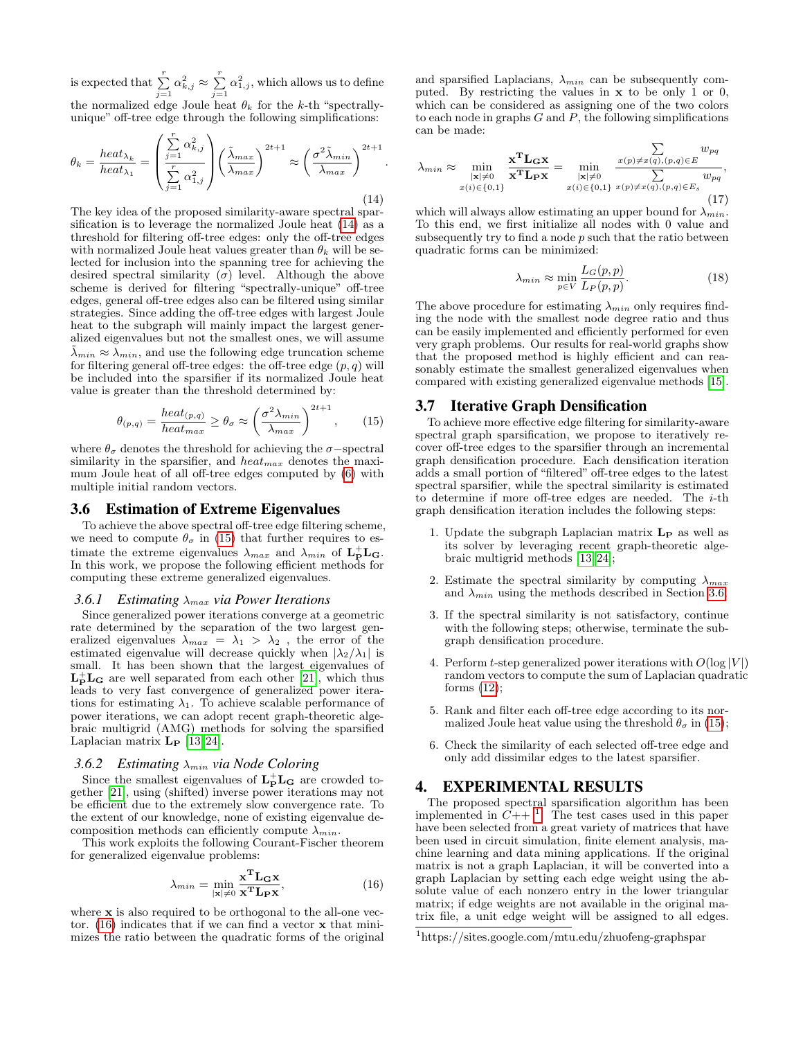is expected that $\sum_{j=1}^{r} \alpha_{k,j}^2 \approx \sum_{j=1}^{r} \alpha_{1,j}^2$, which allows us to define the normalized edge Joule heat $\theta_k$ for the $k$-th "spectrally-unique" off-tree edge through the following simplifications:

$$\theta_k = \frac{heat_{\lambda_k}}{heat_{\lambda_1}} = \left( \frac{\sum_{j=1}^{r} \alpha_{k,j}^2}{\sum_{j=1}^{r} \alpha_{1,j}^2} \right) \left( \frac{\tilde{\lambda}_{max}}{\lambda_{max}} \right)^{2t+1} \approx \left( \frac{\sigma^2 \tilde{\lambda}_{min}}{\lambda_{max}} \right)^{2t+1}. \tag{14}$$

The key idea of the proposed similarity-aware spectral sparsification is to leverage the normalized Joule heat (14) as a threshold for filtering off-tree edges: only the off-tree edges with normalized Joule heat values greater than $\theta_k$ will be selected for inclusion into the spanning tree for achieving the desired spectral similarity ($\sigma$) level. Although the above scheme is derived for filtering "spectrally-unique" off-tree edges, general off-tree edges also can be filtered using similar strategies. Since adding the off-tree edges with largest Joule heat to the subgraph will mainly impact the largest generalized eigenvalues but not the smallest ones, we will assume $\tilde{\lambda}_{min} \approx \lambda_{min}$, and use the following edge truncation scheme for filtering general off-tree edges: the off-tree edge $(p, q)$ will be included into the sparsifier if its normalized Joule heat value is greater than the threshold determined by:

$$\theta_{(p,q)} = \frac{heat_{(p,q)}}{heat_{max}} \geq \theta_\sigma \approx \left( \frac{\sigma^2 \lambda_{min}}{\lambda_{max}} \right)^{2t+1}, \tag{15}$$

where $\theta_\sigma$ denotes the threshold for achieving the $\sigma-$spectral similarity in the sparsifier, and $heat_{max}$ denotes the maximum Joule heat of all off-tree edges computed by (6) with multiple initial random vectors.

## 3.6 Estimation of Extreme Eigenvalues

To achieve the above spectral off-tree edge filtering scheme, we need to compute $\theta_\sigma$ in (15) that further requires to estimate the extreme eigenvalues $\lambda_{max}$ and $\lambda_{min}$ of $\mathbf{L_P^+ L_G}$. In this work, we propose the following efficient methods for computing these extreme generalized eigenvalues.

### 3.6.1 Estimating $\lambda_{max}$ via Power Iterations

Since generalized power iterations converge at a geometric rate determined by the separation of the two largest generalized eigenvalues $\lambda_{max} = \lambda_1 > \lambda_2$ , the error of the estimated eigenvalue will decrease quickly when $|\lambda_2/\lambda_1|$ is small. It has been shown that the largest eigenvalues of $\mathbf{L_P^+ L_G}$ are well separated from each other [21], which thus leads to very fast convergence of generalized power iterations for estimating $\lambda_1$. To achieve scalable performance of power iterations, we can adopt recent graph-theoretic algebraic multigrid (AMG) methods for solving the sparsified Laplacian matrix $\mathbf{L_P}$ [13, 24].

### 3.6.2 Estimating $\lambda_{min}$ via Node Coloring

Since the smallest eigenvalues of $\mathbf{L_P^+ L_G}$ are crowded together [21], using (shifted) inverse power iterations may not be efficient due to the extremely slow convergence rate. To the extent of our knowledge, none of existing eigenvalue decomposition methods can efficiently compute $\lambda_{min}$.

This work exploits the following Courant-Fischer theorem for generalized eigenvalue problems:

$$\lambda_{min} = \min_{|\mathbf{x}| \neq 0} \frac{\mathbf{x^T L_G x}}{\mathbf{x^T L_P x}}, \tag{16}$$

where $\mathbf{x}$ is also required to be orthogonal to the all-one vector. (16) indicates that if we can find a vector $\mathbf{x}$ that minimizes the ratio between the quadratic forms of the original and sparsified Laplacians, $\lambda_{min}$ can be subsequently computed. By restricting the values in $\mathbf{x}$ to be only 1 or 0, which can be considered as assigning one of the two colors to each node in graphs $G$ and $P$, the following simplifications can be made:

$$\lambda_{min} \approx \min_{\substack{|\mathbf{x}| \neq 0 \\ x(i) \in \{0,1\}}} \frac{\mathbf{x^T L_G x}}{\mathbf{x^T L_P x}} = \min_{\substack{|\mathbf{x}| \neq 0 \\ x(i) \in \{0,1\}}} \frac{\sum_{x(p) \neq x(q), (p,q) \in E} w_{pq}}{\sum_{x(p) \neq x(q), (p,q) \in E_s} w_{pq}}, \tag{17}$$

which will always allow estimating an upper bound for $\lambda_{min}$. To this end, we first initialize all nodes with 0 value and subsequently try to find a node $p$ such that the ratio between quadratic forms can be minimized:

$$\lambda_{min} \approx \min_{p \in V} \frac{L_G(p,p)}{L_P(p,p)}. \tag{18}$$

The above procedure for estimating $\lambda_{min}$ only requires finding the node with the smallest node degree ratio and thus can be easily implemented and efficiently performed for even very graph problems. Our results for real-world graphs show that the proposed method is highly efficient and can reasonably estimate the smallest generalized eigenvalues when compared with existing generalized eigenvalue methods [15].

## 3.7 Iterative Graph Densification

To achieve more effective edge filtering for similarity-aware spectral graph sparsification, we propose to iteratively recover off-tree edges to the sparsifier through an incremental graph densification procedure. Each densification iteration adds a small portion of "filtered" off-tree edges to the latest spectral sparsifier, while the spectral similarity is estimated to determine if more off-tree edges are needed. The $i$-th graph densification iteration includes the following steps:

1. Update the subgraph Laplacian matrix $\mathbf{L_P}$ as well as its solver by leveraging recent graph-theoretic algebraic multigrid methods [13, 24];
2. Estimate the spectral similarity by computing $\lambda_{max}$ and $\lambda_{min}$ using the methods described in Section 3.6.
3. If the spectral similarity is not satisfactory, continue with the following steps; otherwise, terminate the subgraph densification procedure.
4. Perform $t$-step generalized power iterations with $O(\log |V|)$ random vectors to compute the sum of Laplacian quadratic forms (12);
5. Rank and filter each off-tree edge according to its normalized Joule heat value using the threshold $\theta_\sigma$ in (15);
6. Check the similarity of each selected off-tree edge and only add dissimilar edges to the latest sparsifier.

# 4. EXPERIMENTAL RESULTS

The proposed spectral sparsification algorithm has been implemented in $C$++ [1]. The test cases used in this paper have been selected from a great variety of matrices that have been used in circuit simulation, finite element analysis, machine learning and data mining applications. If the original matrix is not a graph Laplacian, it will be converted into a graph Laplacian by setting each edge weight using the absolute value of each nonzero entry in the lower triangular matrix; if edge weights are not available in the original matrix file, a unit edge weight will be assigned to all edges.

[1] https://sites.google.com/mtu.edu/zhuofeng-graphspar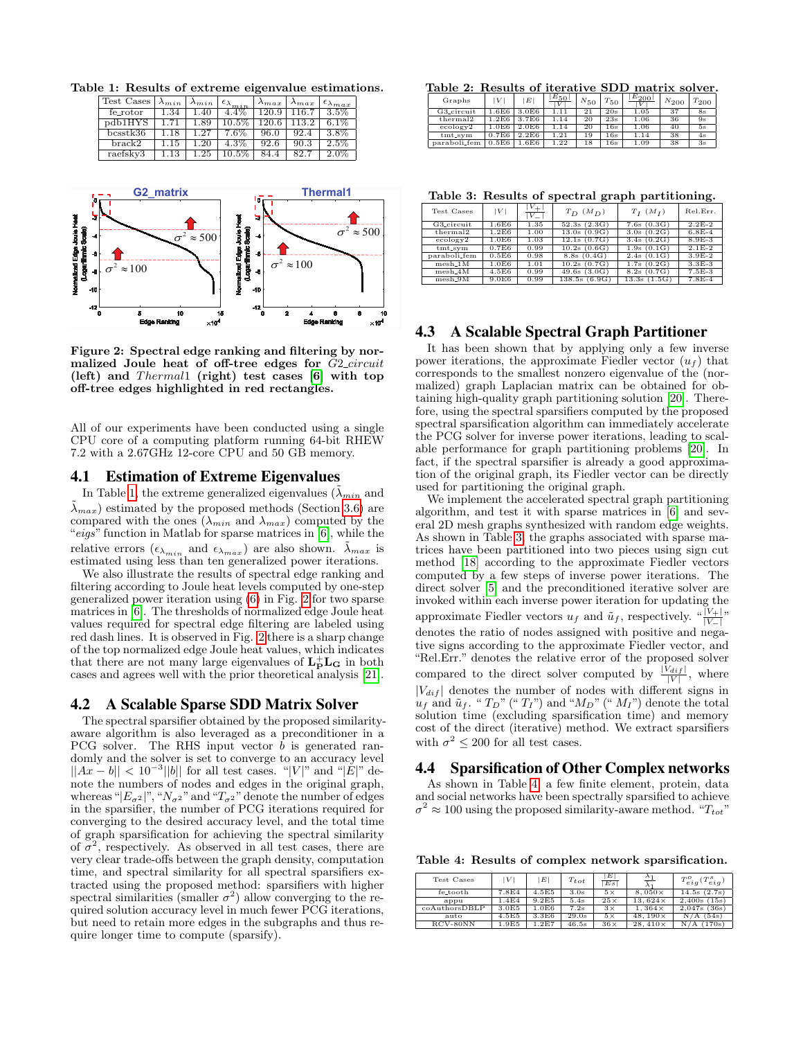**Table 1: Results of extreme eigenvalue estimations.**

| Test Cases | $\lambda_{min}$ | $\tilde{\lambda}_{min}$ | $\epsilon_{\lambda_{min}}$ | $\lambda_{max}$ | $\tilde{\lambda}_{max}$ | $\epsilon_{\lambda_{max}}$ |
|---|---|---|---|---|---|---|
| fe_rotor | 1.34 | 1.40 | 4.4% | 120.9 | 116.7 | 3.5% |
| pdb1HYS | 1.71 | 1.89 | 10.5% | 120.6 | 113.2 | 6.1% |
| bcsstk36 | 1.18 | 1.27 | 7.6% | 96.0 | 92.4 | 3.8% |
| brack2 | 1.15 | 1.20 | 4.3% | 92.6 | 90.3 | 2.5% |
| raefsky3 | 1.13 | 1.25 | 10.5% | 84.4 | 82.7 | 2.0% |

**Figure 2: Spectral edge ranking and filtering by normalized Joule heat of off-tree edges for** *G2_circuit* **(left) and** *Thermal1* **(right) test cases [6] with top off-tree edges highlighted in red rectangles.**

All of our experiments have been conducted using a single CPU core of a computing platform running 64-bit RHEW 7.2 with a 2.67GHz 12-core CPU and 50 GB memory.

## 4.1 Estimation of Extreme Eigenvalues

In Table 1, the extreme generalized eigenvalues ($\tilde{\lambda}_{min}$ and $\tilde{\lambda}_{max}$) estimated by the proposed methods (Section 3.6) are compared with the ones ($\lambda_{min}$ and $\lambda_{max}$) computed by the "*eigs*" function in Matlab for sparse matrices in [6], while the relative errors ($\epsilon_{\lambda_{min}}$ and $\epsilon_{\lambda_{max}}$) are also shown. $\tilde{\lambda}_{max}$ is estimated using less than ten generalized power iterations.

We also illustrate the results of spectral edge ranking and filtering according to Joule heat levels computed by one-step generalized power iteration using (6) in Fig. 2 for two sparse matrices in [6]. The thresholds of normalized edge Joule heat values required for spectral edge filtering are labeled using red dash lines. It is observed in Fig. 2 there is a sharp change of the top normalized edge Joule heat values, which indicates that there are not many large eigenvalues of $\mathbf{L_P^+ L_G}$ in both cases and agrees well with the prior theoretical analysis [21].

## 4.2 A Scalable Sparse SDD Matrix Solver

The spectral sparsifier obtained by the proposed similarity-aware algorithm is also leveraged as a preconditioner in a PCG solver. The RHS input vector $b$ is generated randomly and the solver is set to converge to an accuracy level $||Ax - b|| < 10^{-3}||b||$ for all test cases. "$|V|$" and "$|E|$" denote the numbers of nodes and edges in the original graph, whereas "$|E_{\sigma^2}|$", "$N_{\sigma^2}$" and "$T_{\sigma^2}$" denote the number of edges in the sparsifier, the number of PCG iterations required for converging to the desired accuracy level, and the total time of graph sparsification for achieving the spectral similarity of $\sigma^2$, respectively. As observed in all test cases, there are very clear trade-offs between the graph density, computation time, and spectral similarity for all spectral sparsifiers extracted using the proposed method: sparsifiers with higher spectral similarities (smaller $\sigma^2$) allow converging to the required solution accuracy level in much fewer PCG iterations, but need to retain more edges in the subgraphs and thus require longer time to compute (sparsify).

**Table 2: Results of iterative SDD matrix solver.**

| Graphs | $\|V\|$ | $\|E\|$ | $\frac{\|E_{50}\|}{\|V\|}$ | $N_{50}$ | $T_{50}$ | $\frac{\|E_{200}\|}{\|V\|}$ | $N_{200}$ | $T_{200}$ |
|---|---|---|---|---|---|---|---|---|
| G3_circuit | 1.6E6 | 3.0E6 | 1.11 | 21 | 20s | 1.05 | 37 | 8s |
| thermal2 | 1.2E6 | 3.7E6 | 1.14 | 20 | 23s | 1.06 | 36 | 9s |
| ecology2 | 1.0E6 | 2.0E6 | 1.14 | 20 | 16s | 1.06 | 40 | 5s |
| tmt_sym | 0.7E6 | 2.2E6 | 1.21 | 19 | 16s | 1.14 | 38 | 4s |
| paraboli_fem | 0.5E6 | 1.6E6 | 1.22 | 18 | 16s | 1.09 | 38 | 3s |

**Table 3: Results of spectral graph partitioning.**

| Test Cases | $\|V\|$ | $\frac{\|V_+\|}{\|V_-\|}$ | $T_D$ ($M_D$) | $T_I$ ($M_I$) | Rel.Err. |
|---|---|---|---|---|---|
| G3_circuit | 1.6E6 | 1.35 | 52.3s (2.3G) | 7.6s (0.3G) | 2.2E-2 |
| thermal2 | 1.2E6 | 1.00 | 13.0s (0.9G) | 3.0s (0.2G) | 6.8E-4 |
| ecology2 | 1.0E6 | 1.03 | 12.1s (0.7G) | 3.4s (0.2G) | 8.9E-3 |
| tmt_sym | 0.7E6 | 0.99 | 10.2s (0.6G) | 1.9s (0.1G) | 2.1E-2 |
| paraboli_fem | 0.5E6 | 0.98 | 8.8s (0.4G) | 2.4s (0.1G) | 3.9E-2 |
| mesh_1M | 1.0E6 | 1.01 | 10.2s (0.7G) | 1.7s (0.2G) | 3.3E-3 |
| mesh_4M | 4.5E6 | 0.99 | 49.6s (3.0G) | 8.2s (0.7G) | 7.5E-3 |
| mesh_9M | 9.0E6 | 0.99 | 138.5s (6.9G) | 13.3s (1.5G) | 7.8E-4 |

## 4.3 A Scalable Spectral Graph Partitioner

It has been shown that by applying only a few inverse power iterations, the approximate Fiedler vector ($u_f$) that corresponds to the smallest nonzero eigenvalue of the (normalized) graph Laplacian matrix can be obtained for obtaining high-quality graph partitioning solution [20]. Therefore, using the spectral sparsifiers computed by the proposed spectral sparsification algorithm can immediately accelerate the PCG solver for inverse power iterations, leading to scalable performance for graph partitioning problems [20]. In fact, if the spectral sparsifier is already a good approximation of the original graph, its Fiedler vector can be directly used for partitioning the original graph.

We implement the accelerated spectral graph partitioning algorithm, and test it with sparse matrices in [6] and several 2D mesh graphs synthesized with random edge weights. As shown in Table 3, the graphs associated with sparse matrices have been partitioned into two pieces using sign cut method [18] according to the approximate Fiedler vectors computed by a few steps of inverse power iterations. The direct solver [5] and the preconditioned iterative solver are invoked within each inverse power iteration for updating the approximate Fiedler vectors $u_f$ and $\tilde{u}_f$, respectively. "$\frac{|V_+|}{|V_-|}$" denotes the ratio of nodes assigned with positive and negative signs according to the approximate Fiedler vector, and "Rel.Err." denotes the relative error of the proposed solver compared to the direct solver computed by $\frac{|V_{dif}|}{|V|}$, where $|V_{dif}|$ denotes the number of nodes with different signs in $u_f$ and $\tilde{u}_f$. "$T_D$" ("$T_I$") and "$M_D$" ("$M_I$") denote the total solution time (excluding sparsification time) and memory cost of the direct (iterative) method. We extract sparsifiers with $\sigma^2 \leq 200$ for all test cases.

## 4.4 Sparsification of Other Complex networks

As shown in Table 4, a few finite element, protein, data and social networks have been spectrally sparsified to achieve $\sigma^2 \approx 100$ using the proposed similarity-aware method. "$T_{tot}$"

**Table 4: Results of complex network sparsification.**

| Test Cases | $\|V\|$ | $\|E\|$ | $T_{tot}$ | $\frac{\|E\|}{\|E_S\|}$ | $\frac{\lambda_1}{\tilde{\lambda}_1}$ | $T^o_{eig}$ ($T^s_{eig}$) |
|---|---|---|---|---|---|---|
| fe_tooth | 7.8E4 | 4.5E5 | 3.0s | 5× | 8,050× | 14.5s (2.7s) |
| appu | 1.4E4 | 9.2E5 | 5.4s | 25× | 13,624× | 2,400s (15s) |
| coAuthorsDBLP | 3.0E5 | 1.0E6 | 7.2s | 3× | 1,364× | 2,047s (36s) |
| auto | 4.5E5 | 3.3E6 | 29.0s | 5× | 48,190× | N/A (54s) |
| RCV-80NN | 1.9E5 | 1.2E7 | 46.5s | 36× | 28,410× | N/A (170s) |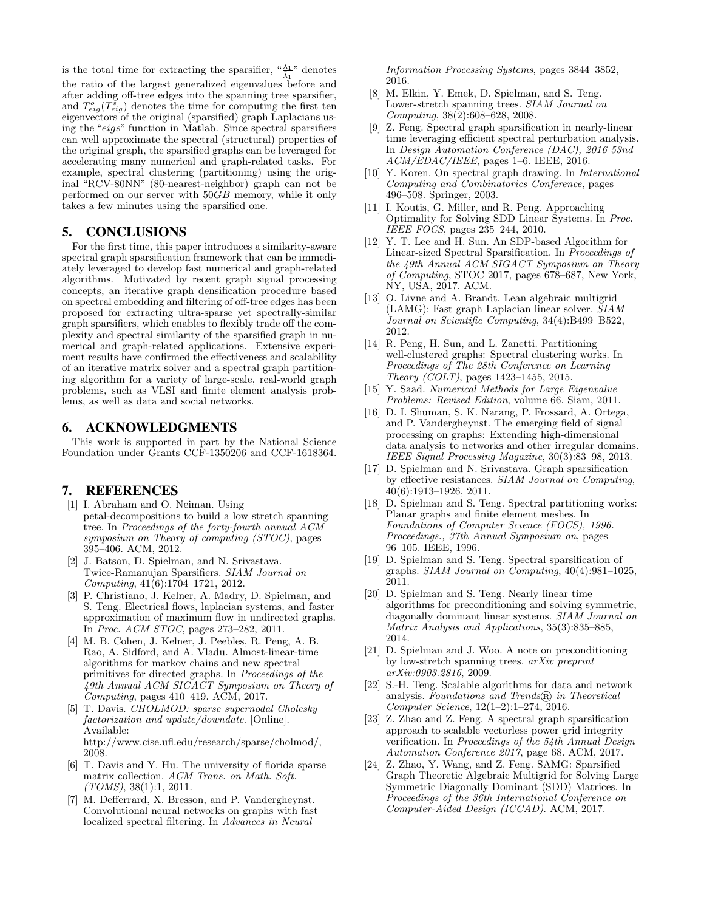is the total time for extracting the sparsifier, "$\frac{\lambda_1}{\tilde{\lambda}_1}$" denotes the ratio of the largest generalized eigenvalues before and after adding off-tree edges into the spanning tree sparsifier, and $T^{o}_{eig}(T^{s}_{eig})$ denotes the time for computing the first ten eigenvectors of the original (sparsified) graph Laplacians using the "*eigs*" function in Matlab. Since spectral sparsifiers can well approximate the spectral (structural) properties of the original graph, the sparsified graphs can be leveraged for accelerating many numerical and graph-related tasks. For example, spectral clustering (partitioning) using the original "RCV-80NN" (80-nearest-neighbor) graph can not be performed on our server with $50GB$ memory, while it only takes a few minutes using the sparsified one.

## 5. CONCLUSIONS

For the first time, this paper introduces a similarity-aware spectral graph sparsification framework that can be immediately leveraged to develop fast numerical and graph-related algorithms. Motivated by recent graph signal processing concepts, an iterative graph densification procedure based on spectral embedding and filtering of off-tree edges has been proposed for extracting ultra-sparse yet spectrally-similar graph sparsifiers, which enables to flexibly trade off the complexity and spectral similarity of the sparsified graph in numerical and graph-related applications. Extensive experiment results have confirmed the effectiveness and scalability of an iterative matrix solver and a spectral graph partitioning algorithm for a variety of large-scale, real-world graph problems, such as VLSI and finite element analysis problems, as well as data and social networks.

## 6. ACKNOWLEDGMENTS

This work is supported in part by the National Science Foundation under Grants CCF-1350206 and CCF-1618364.

## 7. REFERENCES

[1] I. Abraham and O. Neiman. Using petal-decompositions to build a low stretch spanning tree. In *Proceedings of the forty-fourth annual ACM symposium on Theory of computing (STOC)*, pages 395–406. ACM, 2012.

[2] J. Batson, D. Spielman, and N. Srivastava. Twice-Ramanujan Sparsifiers. *SIAM Journal on Computing*, 41(6):1704–1721, 2012.

[3] P. Christiano, J. Kelner, A. Madry, D. Spielman, and S. Teng. Electrical flows, laplacian systems, and faster approximation of maximum flow in undirected graphs. In *Proc. ACM STOC*, pages 273–282, 2011.

[4] M. B. Cohen, J. Kelner, J. Peebles, R. Peng, A. B. Rao, A. Sidford, and A. Vladu. Almost-linear-time algorithms for markov chains and new spectral primitives for directed graphs. In *Proceedings of the 49th Annual ACM SIGACT Symposium on Theory of Computing*, pages 410–419. ACM, 2017.

[5] T. Davis. *CHOLMOD: sparse supernodal Cholesky factorization and update/downdate*. [Online]. Available: http://www.cise.ufl.edu/research/sparse/cholmod/, 2008.

[6] T. Davis and Y. Hu. The university of florida sparse matrix collection. *ACM Trans. on Math. Soft. (TOMS)*, 38(1):1, 2011.

[7] M. Defferrard, X. Bresson, and P. Vandergheynst. Convolutional neural networks on graphs with fast localized spectral filtering. In *Advances in Neural Information Processing Systems*, pages 3844–3852, 2016.

[8] M. Elkin, Y. Emek, D. Spielman, and S. Teng. Lower-stretch spanning trees. *SIAM Journal on Computing*, 38(2):608–628, 2008.

[9] Z. Feng. Spectral graph sparsification in nearly-linear time leveraging efficient spectral perturbation analysis. In *Design Automation Conference (DAC), 2016 53nd ACM/EDAC/IEEE*, pages 1–6. IEEE, 2016.

[10] Y. Koren. On spectral graph drawing. In *International Computing and Combinatorics Conference*, pages 496–508. Springer, 2003.

[11] I. Koutis, G. Miller, and R. Peng. Approaching Optimality for Solving SDD Linear Systems. In *Proc. IEEE FOCS*, pages 235–244, 2010.

[12] Y. T. Lee and H. Sun. An SDP-based Algorithm for Linear-sized Spectral Sparsification. In *Proceedings of the 49th Annual ACM SIGACT Symposium on Theory of Computing*, STOC 2017, pages 678–687, New York, NY, USA, 2017. ACM.

[13] O. Livne and A. Brandt. Lean algebraic multigrid (LAMG): Fast graph Laplacian linear solver. *SIAM Journal on Scientific Computing*, 34(4):B499–B522, 2012.

[14] R. Peng, H. Sun, and L. Zanetti. Partitioning well-clustered graphs: Spectral clustering works. In *Proceedings of The 28th Conference on Learning Theory (COLT)*, pages 1423–1455, 2015.

[15] Y. Saad. *Numerical Methods for Large Eigenvalue Problems: Revised Edition*, volume 66. Siam, 2011.

[16] D. I. Shuman, S. K. Narang, P. Frossard, A. Ortega, and P. Vandergheynst. The emerging field of signal processing on graphs: Extending high-dimensional data analysis to networks and other irregular domains. *IEEE Signal Processing Magazine*, 30(3):83–98, 2013.

[17] D. Spielman and N. Srivastava. Graph sparsification by effective resistances. *SIAM Journal on Computing*, 40(6):1913–1926, 2011.

[18] D. Spielman and S. Teng. Spectral partitioning works: Planar graphs and finite element meshes. In *Foundations of Computer Science (FOCS), 1996. Proceedings., 37th Annual Symposium on*, pages 96–105. IEEE, 1996.

[19] D. Spielman and S. Teng. Spectral sparsification of graphs. *SIAM Journal on Computing*, 40(4):981–1025, 2011.

[20] D. Spielman and S. Teng. Nearly linear time algorithms for preconditioning and solving symmetric, diagonally dominant linear systems. *SIAM Journal on Matrix Analysis and Applications*, 35(3):835–885, 2014.

[21] D. Spielman and J. Woo. A note on preconditioning by low-stretch spanning trees. *arXiv preprint arXiv:0903.2816*, 2009.

[22] S.-H. Teng. Scalable algorithms for data and network analysis. *Foundations and Trends® in Theoretical Computer Science*, 12(1–2):1–274, 2016.

[23] Z. Zhao and Z. Feng. A spectral graph sparsification approach to scalable vectorless power grid integrity verification. In *Proceedings of the 54th Annual Design Automation Conference 2017*, page 68. ACM, 2017.

[24] Z. Zhao, Y. Wang, and Z. Feng. SAMG: Sparsified Graph Theoretic Algebraic Multigrid for Solving Large Symmetric Diagonally Dominant (SDD) Matrices. In *Proceedings of the 36th International Conference on Computer-Aided Design (ICCAD)*. ACM, 2017.